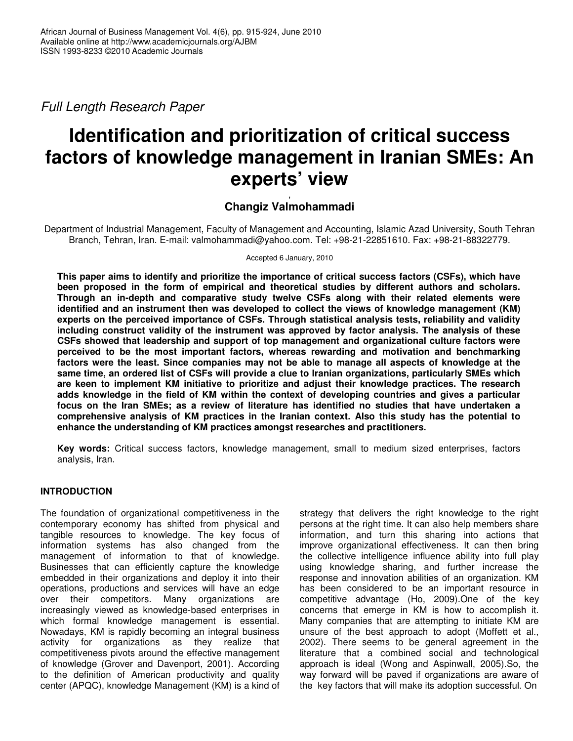*Full Length Research Paper*

# Identification and prioritization of critical success factors of knowledge management in Iranian SMEs: An experts' view

**Changiz Valmohammadi**

Department of Industrial Management, Faculty of Management and Accounting, Islamic Azad University, South Tehran Branch, Tehran, Iran. E-mail: valmohammadi@yahoo.com. Tel: +98-21-22851610. Fax: +98-21-88322779.

Accepted 6 January, 2010

**This paper aims to identify and prioritize the importance of critical success factors (CSFs), which have been proposed in the form of empirical and theoretical studies by different authors and scholars. Through an in-depth and comparative study twelve CSFs along with their related elements were identified and an instrument then was developed to collect the views of knowledge management (KM) experts on the perceived importance of CSFs. Through statistical analysis tests, reliability and validity including construct validity of the instrument was approved by factor analysis. The analysis of these CSFs showed that leadership and support of top management and organizational culture factors were perceived to be the most important factors, whereas rewarding and motivation and benchmarking factors were the least. Since companies may not be able to manage all aspects of knowledge at the same time, an ordered list of CSFs will provide a clue to Iranian organizations, particularly SMEs which are keen to implement KM initiative to prioritize and adjust their knowledge practices. The research adds knowledge in the field of KM within the context of developing countries and gives a particular focus on the Iran SMEs; as a review of literature has identified no studies that have undertaken a comprehensive analysis of KM practices in the Iranian context. Also this study has the potential to enhance the understanding of KM practices amongst researches and practitioners.**

**Key words:** Critical success factors, knowledge management, small to medium sized enterprises, factors analysis, Iran.

## INTRODUCTION

The foundation of organizational competitiveness in the contemporary economy has shifted from physical and tangible resources to knowledge. The key focus of information systems has also changed from the management of information to that of knowledge. Businesses that can efficiently capture the knowledge embedded in their organizations and deploy it into their operations, productions and services will have an edge over their competitors. Many organizations are increasingly viewed as knowledge-based enterprises in which formal knowledge management is essential. Nowadays, KM is rapidly becoming an integral business activity for organizations as they realize that competitiveness pivots around the effective management of knowledge (Grover and Davenport, 2001). According to the definition of American productivity and quality center (APQC), knowledge Management (KM) is a kind of strategy that delivers the right knowledge to the right persons at the right time. It can also help members share information, and turn this sharing into actions that improve organizational effectiveness. It can then bring the collective intelligence influence ability into full play using knowledge sharing, and further increase the response and innovation abilities of an organization. KM has been considered to be an important resource in competitive advantage (Ho, 2009).One of the key concerns that emerge in KM is how to accomplish it. Many companies that are attempting to initiate KM are unsure of the best approach to adopt (Moffett et al., 2002). There seems to be general agreement in the literature that a combined social and technological approach is ideal (Wong and Aspinwall, 2005).So, the way forward will be paved if organizations are aware of the key factors that will make its adoption successful. On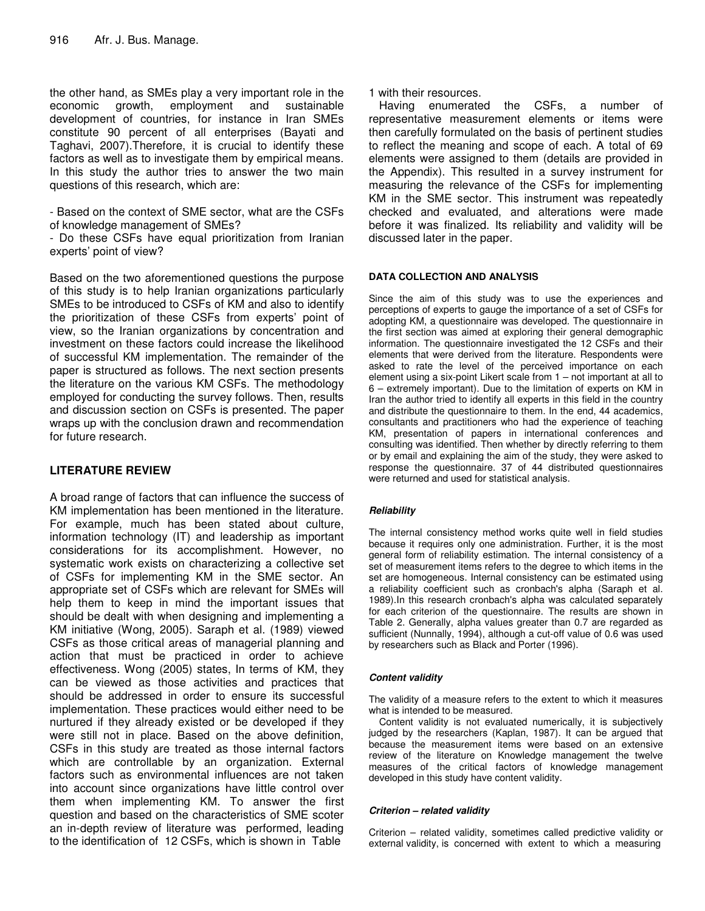the other hand, as SMEs play a very important role in the economic growth, employment and sustainable development of countries, for instance in Iran SMEs constitute 90 percent of all enterprises (Bayati and Taghavi, 2007).Therefore, it is crucial to identify these factors as well as to investigate them by empirical means. In this study the author tries to answer the two main questions of this research, which are:

- Based on the context of SME sector, what are the CSFs of knowledge management of SMEs?
- Do these CSFs have equal prioritization from Iranian experts' point of view?

Based on the two aforementioned questions the purpose of this study is to help Iranian organizations particularly SMEs to be introduced to CSFs of KM and also to identify the prioritization of these CSFs from experts' point of view, so the Iranian organizations by concentration and investment on these factors could increase the likelihood of successful KM implementation. The remainder of the paper is structured as follows. The next section presents the literature on the various KM CSFs. The methodology employed for conducting the survey follows. Then, results and discussion section on CSFs is presented. The paper wraps up with the conclusion drawn and recommendation for future research.

## LITERATURE REVIEW

A broad range of factors that can influence the success of KM implementation has been mentioned in the literature. For example, much has been stated about culture, information technology (IT) and leadership as important considerations for its accomplishment. However, no systematic work exists on characterizing a collective set of CSFs for implementing KM in the SME sector. An appropriate set of CSFs which are relevant for SMEs will help them to keep in mind the important issues that should be dealt with when designing and implementing a KM initiative (Wong, 2005). Saraph et al. (1989) viewed CSFs as those critical areas of managerial planning and action that must be practiced in order to achieve effectiveness. Wong (2005) states, In terms of KM, they can be viewed as those activities and practices that should be addressed in order to ensure its successful implementation. These practices would either need to be nurtured if they already existed or be developed if they were still not in place. Based on the above definition, CSFs in this study are treated as those internal factors which are controllable by an organization. External factors such as environmental influences are not taken into account since organizations have little control over them when implementing KM. To answer the first question and based on the characteristics of SME scoter an in-depth review of literature was performed, leading to the identification of 12 CSFs, which is shown in Table 1 with their resources.

Having enumerated the CSFs, a number of representative measurement elements or items were then carefully formulated on the basis of pertinent studies to reflect the meaning and scope of each. A total of 69 elements were assigned to them (details are provided in the Appendix). This resulted in a survey instrument for measuring the relevance of the CSFs for implementing KM in the SME sector. This instrument was repeatedly checked and evaluated, and alterations were made before it was finalized. Its reliability and validity will be discussed later in the paper.

## DATA COLLECTION AND ANALYSIS

Since the aim of this study was to use the experiences and perceptions of experts to gauge the importance of a set of CSFs for adopting KM, a questionnaire was developed. The questionnaire in the first section was aimed at exploring their general demographic information. The questionnaire investigated the 12 CSFs and their elements that were derived from the literature. Respondents were asked to rate the level of the perceived importance on each element using a six-point Likert scale from 1 – not important at all to 6 – extremely important). Due to the limitation of experts on KM in Iran the author tried to identify all experts in this field in the country and distribute the questionnaire to them. In the end, 44 academics, consultants and practitioners who had the experience of teaching KM, presentation of papers in international conferences and consulting was identified. Then whether by directly referring to them or by email and explaining the aim of the study, they were asked to response the questionnaire. 37 of 44 distributed questionnaires were returned and used for statistical analysis.

### *Reliability*

The internal consistency method works quite well in field studies because it requires only one administration. Further, it is the most general form of reliability estimation. The internal consistency of a set of measurement items refers to the degree to which items in the set are homogeneous. Internal consistency can be estimated using a reliability coefficient such as cronbach's alpha (Saraph et al. 1989).In this research cronbach's alpha was calculated separately for each criterion of the questionnaire. The results are shown in Table 2. Generally, alpha values greater than 0.7 are regarded as sufficient (Nunnally, 1994), although a cut-off value of 0.6 was used by researchers such as Black and Porter (1996).

### *Content validity*

The validity of a measure refers to the extent to which it measures what is intended to be measured.

Content validity is not evaluated numerically, it is subjectively judged by the researchers (Kaplan, 1987). It can be argued that because the measurement items were based on an extensive review of the literature on Knowledge management the twelve measures of the critical factors of knowledge management developed in this study have content validity.

### *Criterion – related validity*

Criterion – related validity, sometimes called predictive validity or external validity, is concerned with extent to which a measuring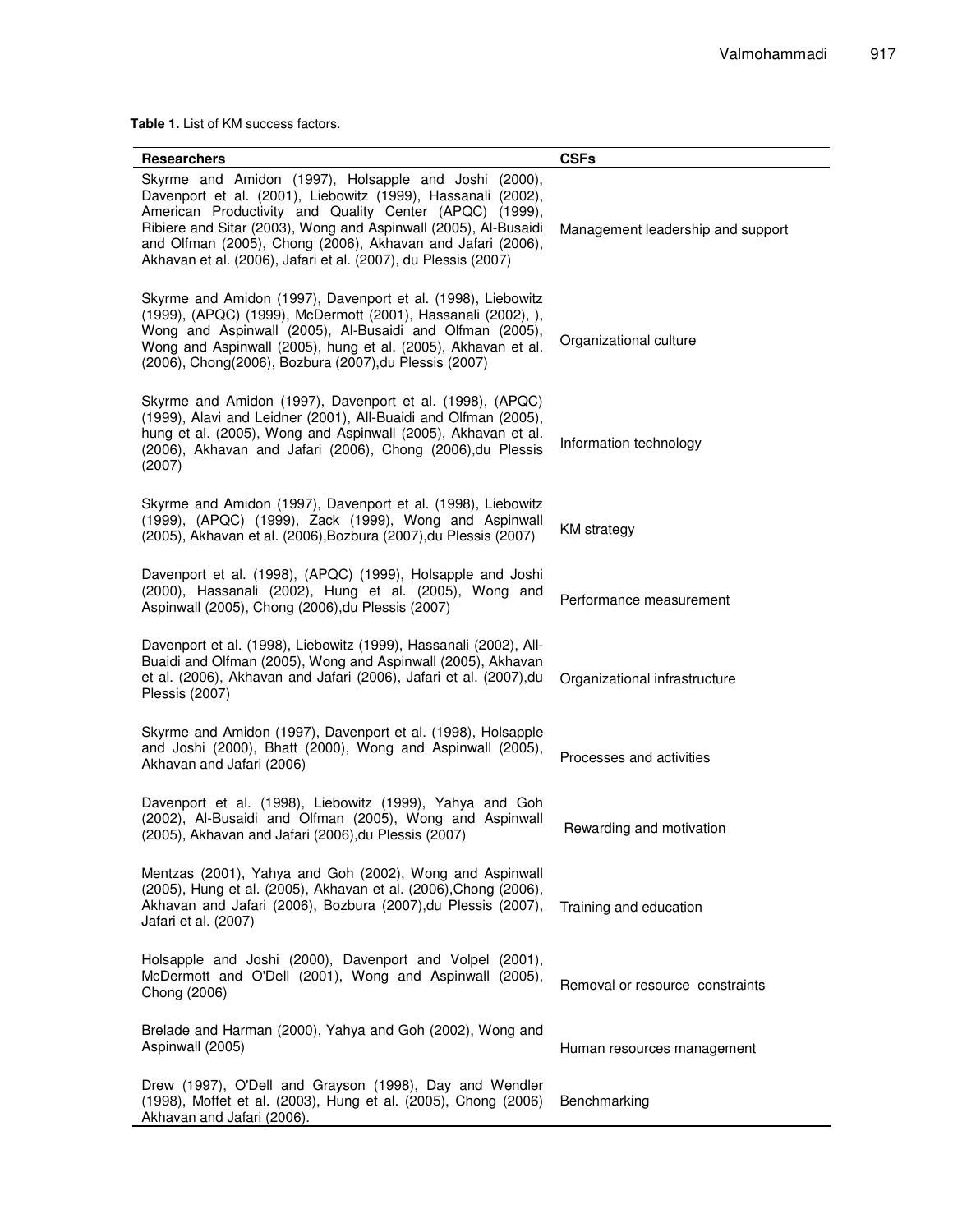**Table 1.** List of KM success factors.

| Researchers | CSFs |
|---|---|
| Skyrme and Amidon (1997), Holsapple and Joshi (2000), Davenport et al. (2001), Liebowitz (1999), Hassanali (2002), American Productivity and Quality Center (APQC) (1999), Ribiere and Sitar (2003), Wong and Aspinwall (2005), Al-Busaidi and Olfman (2005), Chong (2006), Akhavan and Jafari (2006), Akhavan et al. (2006), Jafari et al. (2007), du Plessis (2007) | Management leadership and support |
| Skyrme and Amidon (1997), Davenport et al. (1998), Liebowitz (1999), (APQC) (1999), McDermott (2001), Hassanali (2002), ), Wong and Aspinwall (2005), Al-Busaidi and Olfman (2005), Wong and Aspinwall (2005), hung et al. (2005), Akhavan et al. (2006), Chong(2006), Bozbura (2007),du Plessis (2007) | Organizational culture |
| Skyrme and Amidon (1997), Davenport et al. (1998), (APQC) (1999), Alavi and Leidner (2001), All-Buaidi and Olfman (2005), hung et al. (2005), Wong and Aspinwall (2005), Akhavan et al. (2006), Akhavan and Jafari (2006), Chong (2006),du Plessis (2007) | Information technology |
| Skyrme and Amidon (1997), Davenport et al. (1998), Liebowitz (1999), (APQC) (1999), Zack (1999), Wong and Aspinwall (2005), Akhavan et al. (2006),Bozbura (2007),du Plessis (2007) | KM strategy |
| Davenport et al. (1998), (APQC) (1999), Holsapple and Joshi (2000), Hassanali (2002), Hung et al. (2005), Wong and Aspinwall (2005), Chong (2006),du Plessis (2007) | Performance measurement |
| Davenport et al. (1998), Liebowitz (1999), Hassanali (2002), All-Buaidi and Olfman (2005), Wong and Aspinwall (2005), Akhavan et al. (2006), Akhavan and Jafari (2006), Jafari et al. (2007),du Plessis (2007) | Organizational infrastructure |
| Skyrme and Amidon (1997), Davenport et al. (1998), Holsapple and Joshi (2000), Bhatt (2000), Wong and Aspinwall (2005), Akhavan and Jafari (2006) | Processes and activities |
| Davenport et al. (1998), Liebowitz (1999), Yahya and Goh (2002), Al-Busaidi and Olfman (2005), Wong and Aspinwall (2005), Akhavan and Jafari (2006),du Plessis (2007) | Rewarding and motivation |
| Mentzas (2001), Yahya and Goh (2002), Wong and Aspinwall (2005), Hung et al. (2005), Akhavan et al. (2006),Chong (2006), Akhavan and Jafari (2006), Bozbura (2007),du Plessis (2007), Jafari et al. (2007) | Training and education |
| Holsapple and Joshi (2000), Davenport and Volpel (2001), McDermott and O'Dell (2001), Wong and Aspinwall (2005), Chong (2006) | Removal or resource constraints |
| Brelade and Harman (2000), Yahya and Goh (2002), Wong and Aspinwall (2005) | Human resources management |
| Drew (1997), O'Dell and Grayson (1998), Day and Wendler (1998), Moffet et al. (2003), Hung et al. (2005), Chong (2006) Akhavan and Jafari (2006). | Benchmarking |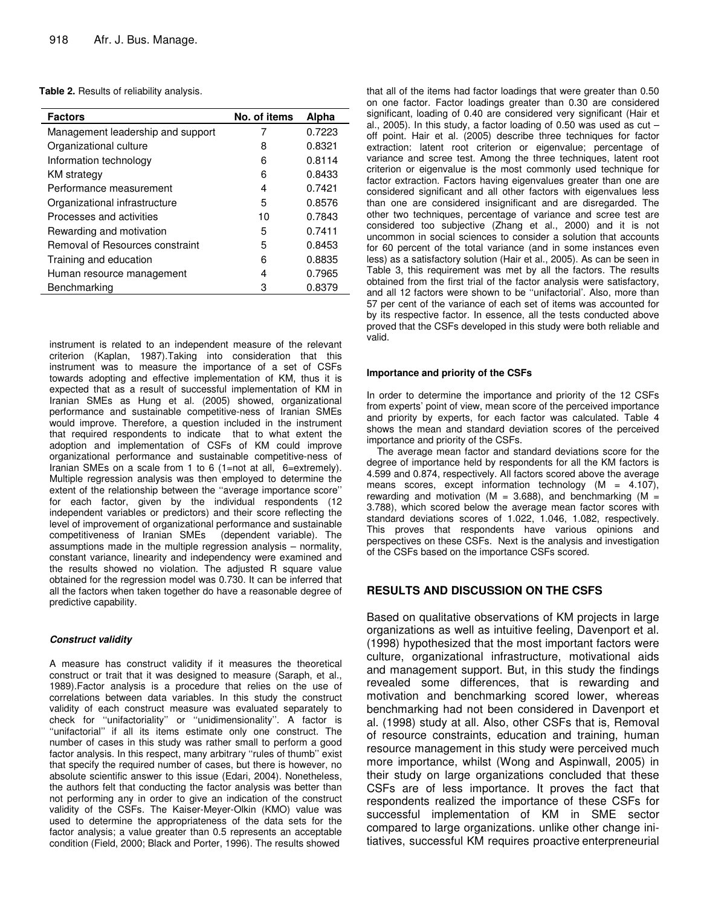**Table 2.** Results of reliability analysis.

| Factors | No. of items | Alpha |
|---|---|---|
| Management leadership and support | 7 | 0.7223 |
| Organizational culture | 8 | 0.8321 |
| Information technology | 6 | 0.8114 |
| KM strategy | 6 | 0.8433 |
| Performance measurement | 4 | 0.7421 |
| Organizational infrastructure | 5 | 0.8576 |
| Processes and activities | 10 | 0.7843 |
| Rewarding and motivation | 5 | 0.7411 |
| Removal of Resources constraint | 5 | 0.8453 |
| Training and education | 6 | 0.8835 |
| Human resource management | 4 | 0.7965 |
| Benchmarking | 3 | 0.8379 |

instrument is related to an independent measure of the relevant criterion (Kaplan, 1987).Taking into consideration that this instrument was to measure the importance of a set of CSFs towards adopting and effective implementation of KM, thus it is expected that as a result of successful implementation of KM in Iranian SMEs as Hung et al. (2005) showed, organizational performance and sustainable competitive-ness of Iranian SMEs would improve. Therefore, a question included in the instrument that required respondents to indicate that to what extent the adoption and implementation of CSFs of KM could improve organizational performance and sustainable competitive-ness of Iranian SMEs on a scale from 1 to 6 (1=not at all, 6=extremely). Multiple regression analysis was then employed to determine the extent of the relationship between the ''average importance score'' for each factor, given by the individual respondents (12 independent variables or predictors) and their score reflecting the level of improvement of organizational performance and sustainable competitiveness of Iranian SMEs (dependent variable). The assumptions made in the multiple regression analysis – normality, constant variance, linearity and independency were examined and the results showed no violation. The adjusted R square value obtained for the regression model was 0.730. It can be inferred that all the factors when taken together do have a reasonable degree of predictive capability.

#### *Construct validity*

A measure has construct validity if it measures the theoretical construct or trait that it was designed to measure (Saraph, et al., 1989).Factor analysis is a procedure that relies on the use of correlations between data variables. In this study the construct validity of each construct measure was evaluated separately to check for ''unifactoriality'' or ''unidimensionality''. A factor is ''unifactorial'' if all its items estimate only one construct. The number of cases in this study was rather small to perform a good factor analysis. In this respect, many arbitrary ''rules of thumb'' exist that specify the required number of cases, but there is however, no absolute scientific answer to this issue (Edari, 2004). Nonetheless, the authors felt that conducting the factor analysis was better than not performing any in order to give an indication of the construct validity of the CSFs. The Kaiser-Meyer-Olkin (KMO) value was used to determine the appropriateness of the data sets for the factor analysis; a value greater than 0.5 represents an acceptable condition (Field, 2000; Black and Porter, 1996). The results showed that all of the items had factor loadings that were greater than 0.50 on one factor. Factor loadings greater than 0.30 are considered significant, loading of 0.40 are considered very significant (Hair et al., 2005). In this study, a factor loading of 0.50 was used as cut – off point. Hair et al. (2005) describe three techniques for factor extraction: latent root criterion or eigenvalue; percentage of variance and scree test. Among the three techniques, latent root criterion or eigenvalue is the most commonly used technique for factor extraction. Factors having eigenvalues greater than one are considered significant and all other factors with eigenvalues less than one are considered insignificant and are disregarded. The other two techniques, percentage of variance and scree test are considered too subjective (Zhang et al., 2000) and it is not uncommon in social sciences to consider a solution that accounts for 60 percent of the total variance (and in some instances even less) as a satisfactory solution (Hair et al., 2005). As can be seen in Table 3, this requirement was met by all the factors. The results obtained from the first trial of the factor analysis were satisfactory, and all 12 factors were shown to be ''unifactorial'. Also, more than 57 per cent of the variance of each set of items was accounted for by its respective factor. In essence, all the tests conducted above proved that the CSFs developed in this study were both reliable and valid.

#### **Importance and priority of the CSFs**

In order to determine the importance and priority of the 12 CSFs from experts' point of view, mean score of the perceived importance and priority by experts, for each factor was calculated. Table 4 shows the mean and standard deviation scores of the perceived importance and priority of the CSFs.

The average mean factor and standard deviations score for the degree of importance held by respondents for all the KM factors is 4.599 and 0.874, respectively. All factors scored above the average means scores, except information technology (M = 4.107), rewarding and motivation (M = 3.688), and benchmarking (M = 3.788), which scored below the average mean factor scores with standard deviations scores of 1.022, 1.046, 1.082, respectively. This proves that respondents have various opinions and perspectives on these CSFs. Next is the analysis and investigation of the CSFs based on the importance CSFs scored.

## **RESULTS AND DISCUSSION ON THE CSFS**

Based on qualitative observations of KM projects in large organizations as well as intuitive feeling, Davenport et al. (1998) hypothesized that the most important factors were culture, organizational infrastructure, motivational aids and management support. But, in this study the findings revealed some differences, that is rewarding and motivation and benchmarking scored lower, whereas benchmarking had not been considered in Davenport et al. (1998) study at all. Also, other CSFs that is, Removal of resource constraints, education and training, human resource management in this study were perceived much more importance, whilst (Wong and Aspinwall, 2005) in their study on large organizations concluded that these CSFs are of less importance. It proves the fact that respondents realized the importance of these CSFs for successful implementation of KM in SME sector compared to large organizations. unlike other change initiatives, successful KM requires proactive enterpreneurial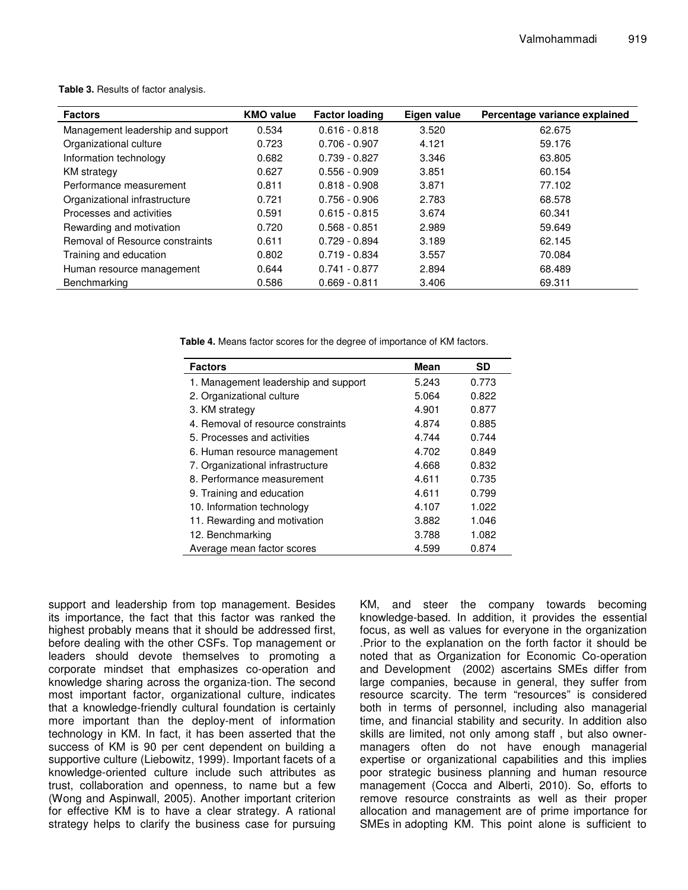**Table 3.** Results of factor analysis.

| Factors | KMO value | Factor loading | Eigen value | Percentage variance explained |
|---|---|---|---|---|
| Management leadership and support | 0.534 | 0.616 - 0.818 | 3.520 | 62.675 |
| Organizational culture | 0.723 | 0.706 - 0.907 | 4.121 | 59.176 |
| Information technology | 0.682 | 0.739 - 0.827 | 3.346 | 63.805 |
| KM strategy | 0.627 | 0.556 - 0.909 | 3.851 | 60.154 |
| Performance measurement | 0.811 | 0.818 - 0.908 | 3.871 | 77.102 |
| Organizational infrastructure | 0.721 | 0.756 - 0.906 | 2.783 | 68.578 |
| Processes and activities | 0.591 | 0.615 - 0.815 | 3.674 | 60.341 |
| Rewarding and motivation | 0.720 | 0.568 - 0.851 | 2.989 | 59.649 |
| Removal of Resource constraints | 0.611 | 0.729 - 0.894 | 3.189 | 62.145 |
| Training and education | 0.802 | 0.719 - 0.834 | 3.557 | 70.084 |
| Human resource management | 0.644 | 0.741 - 0.877 | 2.894 | 68.489 |
| Benchmarking | 0.586 | 0.669 - 0.811 | 3.406 | 69.311 |

**Table 4.** Means factor scores for the degree of importance of KM factors.

| Factors | Mean | SD |
|---|---|---|
| 1. Management leadership and support | 5.243 | 0.773 |
| 2. Organizational culture | 5.064 | 0.822 |
| 3. KM strategy | 4.901 | 0.877 |
| 4. Removal of resource constraints | 4.874 | 0.885 |
| 5. Processes and activities | 4.744 | 0.744 |
| 6. Human resource management | 4.702 | 0.849 |
| 7. Organizational infrastructure | 4.668 | 0.832 |
| 8. Performance measurement | 4.611 | 0.735 |
| 9. Training and education | 4.611 | 0.799 |
| 10. Information technology | 4.107 | 1.022 |
| 11. Rewarding and motivation | 3.882 | 1.046 |
| 12. Benchmarking | 3.788 | 1.082 |
| Average mean factor scores | 4.599 | 0.874 |

support and leadership from top management. Besides its importance, the fact that this factor was ranked the highest probably means that it should be addressed first, before dealing with the other CSFs. Top management or leaders should devote themselves to promoting a corporate mindset that emphasizes co-operation and knowledge sharing across the organiza-tion. The second most important factor, organizational culture, indicates that a knowledge-friendly cultural foundation is certainly more important than the deploy-ment of information technology in KM. In fact, it has been asserted that the success of KM is 90 per cent dependent on building a supportive culture (Liebowitz, 1999). Important facets of a knowledge-oriented culture include such attributes as trust, collaboration and openness, to name but a few (Wong and Aspinwall, 2005). Another important criterion for effective KM is to have a clear strategy. A rational strategy helps to clarify the business case for pursuing KM, and steer the company towards becoming knowledge-based. In addition, it provides the essential focus, as well as values for everyone in the organization .Prior to the explanation on the forth factor it should be noted that as Organization for Economic Co-operation and Development (2002) ascertains SMEs differ from large companies, because in general, they suffer from resource scarcity. The term "resources" is considered both in terms of personnel, including also managerial time, and financial stability and security. In addition also skills are limited, not only among staff , but also owner-managers often do not have enough managerial expertise or organizational capabilities and this implies poor strategic business planning and human resource management (Cocca and Alberti, 2010). So, efforts to remove resource constraints as well as their proper allocation and management are of prime importance for SMEs in adopting KM. This point alone is sufficient to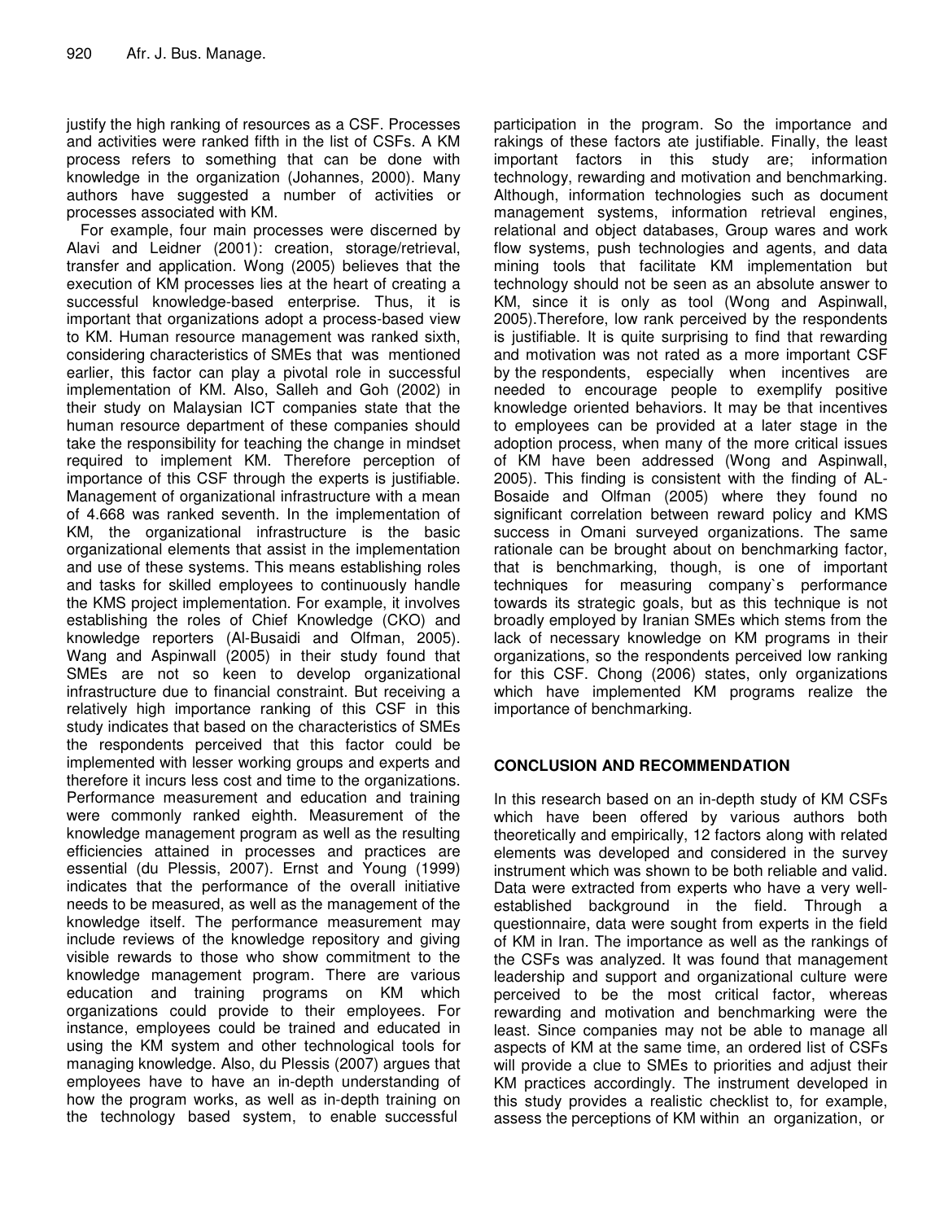justify the high ranking of resources as a CSF. Processes and activities were ranked fifth in the list of CSFs. A KM process refers to something that can be done with knowledge in the organization (Johannes, 2000). Many authors have suggested a number of activities or processes associated with KM.

For example, four main processes were discerned by Alavi and Leidner (2001): creation, storage/retrieval, transfer and application. Wong (2005) believes that the execution of KM processes lies at the heart of creating a successful knowledge-based enterprise. Thus, it is important that organizations adopt a process-based view to KM. Human resource management was ranked sixth, considering characteristics of SMEs that was mentioned earlier, this factor can play a pivotal role in successful implementation of KM. Also, Salleh and Goh (2002) in their study on Malaysian ICT companies state that the human resource department of these companies should take the responsibility for teaching the change in mindset required to implement KM. Therefore perception of importance of this CSF through the experts is justifiable. Management of organizational infrastructure with a mean of 4.668 was ranked seventh. In the implementation of KM, the organizational infrastructure is the basic organizational elements that assist in the implementation and use of these systems. This means establishing roles and tasks for skilled employees to continuously handle the KMS project implementation. For example, it involves establishing the roles of Chief Knowledge (CKO) and knowledge reporters (Al-Busaidi and Olfman, 2005). Wang and Aspinwall (2005) in their study found that SMEs are not so keen to develop organizational infrastructure due to financial constraint. But receiving a relatively high importance ranking of this CSF in this study indicates that based on the characteristics of SMEs the respondents perceived that this factor could be implemented with lesser working groups and experts and therefore it incurs less cost and time to the organizations. Performance measurement and education and training were commonly ranked eighth. Measurement of the knowledge management program as well as the resulting efficiencies attained in processes and practices are essential (du Plessis, 2007). Ernst and Young (1999) indicates that the performance of the overall initiative needs to be measured, as well as the management of the knowledge itself. The performance measurement may include reviews of the knowledge repository and giving visible rewards to those who show commitment to the knowledge management program. There are various education and training programs on KM which organizations could provide to their employees. For instance, employees could be trained and educated in using the KM system and other technological tools for managing knowledge. Also, du Plessis (2007) argues that employees have to have an in-depth understanding of how the program works, as well as in-depth training on the technology based system, to enable successful participation in the program. So the importance and rakings of these factors ate justifiable. Finally, the least important factors in this study are; information technology, rewarding and motivation and benchmarking. Although, information technologies such as document management systems, information retrieval engines, relational and object databases, Group wares and work flow systems, push technologies and agents, and data mining tools that facilitate KM implementation but technology should not be seen as an absolute answer to KM, since it is only as tool (Wong and Aspinwall, 2005).Therefore, low rank perceived by the respondents is justifiable. It is quite surprising to find that rewarding and motivation was not rated as a more important CSF by the respondents, especially when incentives are needed to encourage people to exemplify positive knowledge oriented behaviors. It may be that incentives to employees can be provided at a later stage in the adoption process, when many of the more critical issues of KM have been addressed (Wong and Aspinwall, 2005). This finding is consistent with the finding of AL-Bosaide and Olfman (2005) where they found no significant correlation between reward policy and KMS success in Omani surveyed organizations. The same rationale can be brought about on benchmarking factor, that is benchmarking, though, is one of important techniques for measuring company`s performance towards its strategic goals, but as this technique is not broadly employed by Iranian SMEs which stems from the lack of necessary knowledge on KM programs in their organizations, so the respondents perceived low ranking for this CSF. Chong (2006) states, only organizations which have implemented KM programs realize the importance of benchmarking.

## CONCLUSION AND RECOMMENDATION

In this research based on an in-depth study of KM CSFs which have been offered by various authors both theoretically and empirically, 12 factors along with related elements was developed and considered in the survey instrument which was shown to be both reliable and valid. Data were extracted from experts who have a very well-established background in the field. Through a questionnaire, data were sought from experts in the field of KM in Iran. The importance as well as the rankings of the CSFs was analyzed. It was found that management leadership and support and organizational culture were perceived to be the most critical factor, whereas rewarding and motivation and benchmarking were the least. Since companies may not be able to manage all aspects of KM at the same time, an ordered list of CSFs will provide a clue to SMEs to priorities and adjust their KM practices accordingly. The instrument developed in this study provides a realistic checklist to, for example, assess the perceptions of KM within an organization, or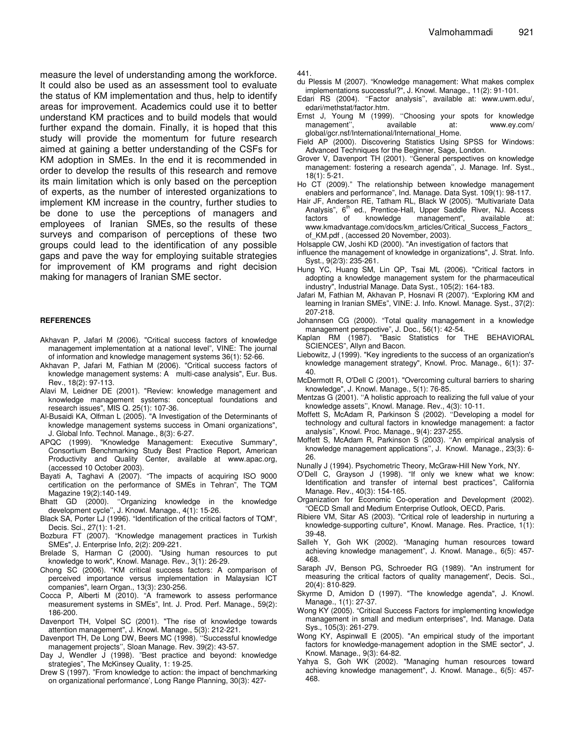measure the level of understanding among the workforce. It could also be used as an assessment tool to evaluate the status of KM implementation and thus, help to identify areas for improvement. Academics could use it to better understand KM practices and to build models that would further expand the domain. Finally, it is hoped that this study will provide the momentum for future research aimed at gaining a better understanding of the CSFs for KM adoption in SMEs. In the end it is recommended in order to develop the results of this research and remove its main limitation which is only based on the perception of experts, as the number of interested organizations to implement KM increase in the country, further studies to be done to use the perceptions of managers and employees of Iranian SMEs, so the results of these surveys and comparison of perceptions of these two groups could lead to the identification of any possible gaps and pave the way for employing suitable strategies for improvement of KM programs and right decision making for managers of Iranian SME sector.

## REFERENCES

Akhavan P, Jafari M (2006). "Critical success factors of knowledge management implementation at a national level", VINE: The journal of information and knowledge management systems 36(1): 52-66.

Akhavan P, Jafari M, Fathian M (2006). "Critical success factors of knowledge management systems: A multi-case analysis", Eur. Bus. Rev., 18(2): 97-113.

Alavi M, Leidner DE (2001). "Review: knowledge management and knowledge management systems: conceptual foundations and research issues", MIS Q. 25(1): 107-36.

Al-Busaidi KA, Olfman L (2005). "A Investigation of the Determinants of knowledge management systems success in Omani organizations", J. Global Info. Technol. Manage., 8(3): 6-27.

APQC (1999). "Knowledge Management: Executive Summary", Consortium Benchmarking Study Best Practice Report, American Productivity and Quality Center, available at www.apac.org, (accessed 10 October 2003).

Bayati A, Taghavi A (2007). "The impacts of acquiring ISO 9000 certification on the performance of SMEs in Tehran", The TQM Magazine 19(2):140-149.

Bhatt GD (2000). ''Organizing knowledge in the knowledge development cycle'', J. Knowl. Manage., 4(1): 15-26.

Black SA, Porter LJ (1996). "Identification of the critical factors of TQM", Decis. Sci., 27(1): 1-21.

Bozbura FT (2007). "Knowledge management practices in Turkish SMEs", J. Enterprise Info, 2(2): 209-221.

Brelade S, Harman C (2000). "Using human resources to put knowledge to work", Knowl. Manage. Rev., 3(1): 26-29.

Chong SC (2006). "KM critical success factors: A comparison of perceived importance versus implementation in Malaysian ICT companies", learn Organ., 13(3): 230-256.

Cocca P, Alberti M (2010). "A framework to assess performance measurement systems in SMEs", Int. J. Prod. Perf. Manage., 59(2): 186-200.

Davenport TH, Volpel SC (2001). "The rise of knowledge towards attention management", J. Knowl. Manage., 5(3): 212-221.

Davenport TH, De Long DW, Beers MC (1998). ''Successful knowledge management projects'', Sloan Manage. Rev. 39(2): 43-57.

Day J, Wendler J (1998). "Best practice and beyond: knowledge strategies", The McKinsey Quality, 1: 19-25.

Drew S (1997). "From knowledge to action: the impact of benchmarking on organizational performance', Long Range Planning, 30(3): 427-441.

du Plessis M (2007). "Knowledge management: What makes complex implementations successful?", J. Knowl. Manage., 11(2): 91-101.

Edari RS (2004). ''Factor analysis'', available at: www.uwm.edu/, edari/methstat/factor.htm.

Ernst J, Young M (1999). ''Choosing your spots for knowledge management'', available at: www.ey.com/ global/gcr.nsf/International/International_Home.

Field AP (2000). Discovering Statistics Using SPSS for Windows: Advanced Techniques for the Beginner, Sage, London.

Grover V, Davenport TH (2001). ''General perspectives on knowledge management: fostering a research agenda'', J. Manage. Inf. Syst., 18(1): 5-21.

Ho CT (2009)." The relationship between knowledge management enablers and performance", Ind. Manage. Data Syst. 109(1): 98-117.

Hair JF, Anderson RE, Tatham RL, Black W (2005). "Multivariate Data Analysis", 6th ed., Prentice-Hall, Upper Saddle River, NJ. Access factors of knowledge management", available at: www.kmadvantage.com/docs/km_articles/Critical_Success_Factors_of_KM.pdf , (accessed 20 November, 2003).

Holsapple CW, Joshi KD (2000). "An investigation of factors that influence the management of knowledge in organizations", J. Strat. Info. Syst., 9(2/3): 235-261.

Hung YC, Huang SM, Lin QP, Tsai ML (2006). "Critical factors in adopting a knowledge management system for the pharmaceutical industry", Industrial Manage. Data Syst., 105(2): 164-183.

Jafari M, Fathian M, Akhavan P, Hosnavi R (2007). "Exploring KM and learning in Iranian SMEs", VINE: J. Info. Knowl. Manage. Syst., 37(2): 207-218.

Johannsen CG (2000). "Total quality management in a knowledge management perspective", J. Doc., 56(1): 42-54.

Kaplan RM (1987). "Basic Statistics for THE BEHAVIORAL SCIENCES", Allyn and Bacon.

Liebowitz, J (1999). "Key ingredients to the success of an organization's knowledge management strategy", Knowl. Proc. Manage., 6(1): 37-40.

McDermott R, O'Dell C (2001). "Overcoming cultural barriers to sharing knowledge", J. Knowl. Manage., 5(1): 76-85.

Mentzas G (2001). ''A holistic approach to realizing the full value of your knowledge assets'', Knowl. Manage. Rev., 4(3): 10-11.

Moffett S, McAdam R, Parkinson S (2002). ''Developing a model for technology and cultural factors in knowledge management: a factor analysis'', Knowl. Proc. Manage., 9(4): 237-255.

Moffett S, McAdam R, Parkinson S (2003). ''An empirical analysis of knowledge management applications'', J. Knowl. Manage., 23(3): 6-26.

Nunally J (1994). Psychometric Theory, McGraw-Hill New York, NY.

O'Dell C, Grayson J (1998). "If only we knew what we know: Identification and transfer of internal best practices", California Manage. Rev., 40(3): 154-165.

Organization for Economic Co-operation and Development (2002). "OECD Small and Medium Enterprise Outlook, OECD, Paris.

Ribiere VM, Sitar AS (2003). "Critical role of leadership in nurturing a knowledge-supporting culture", Knowl. Manage. Res. Practice, 1(1): 39-48.

Salleh Y, Goh WK (2002). "Managing human resources toward achieving knowledge management", J. Knowl. Manage., 6(5): 457-468.

Saraph JV, Benson PG, Schroeder RG (1989). "An instrument for measuring the critical factors of quality management', Decis. Sci., 20(4): 810-829.

Skyrme D, Amidon D (1997). "The knowledge agenda", J. Knowl. Manage., 1(1): 27-37.

Wong KY (2005). "Critical Success Factors for implementing knowledge management in small and medium enterprises", Ind. Manage. Data Sys., 105(3): 261-279.

Wong KY, Aspinwall E (2005). "An empirical study of the important factors for knowledge-management adoption in the SME sector", J. Knowl. Manage., 9(3): 64-82.

Yahya S, Goh WK (2002). "Managing human resources toward achieving knowledge management", J. Knowl. Manage., 6(5): 457-468.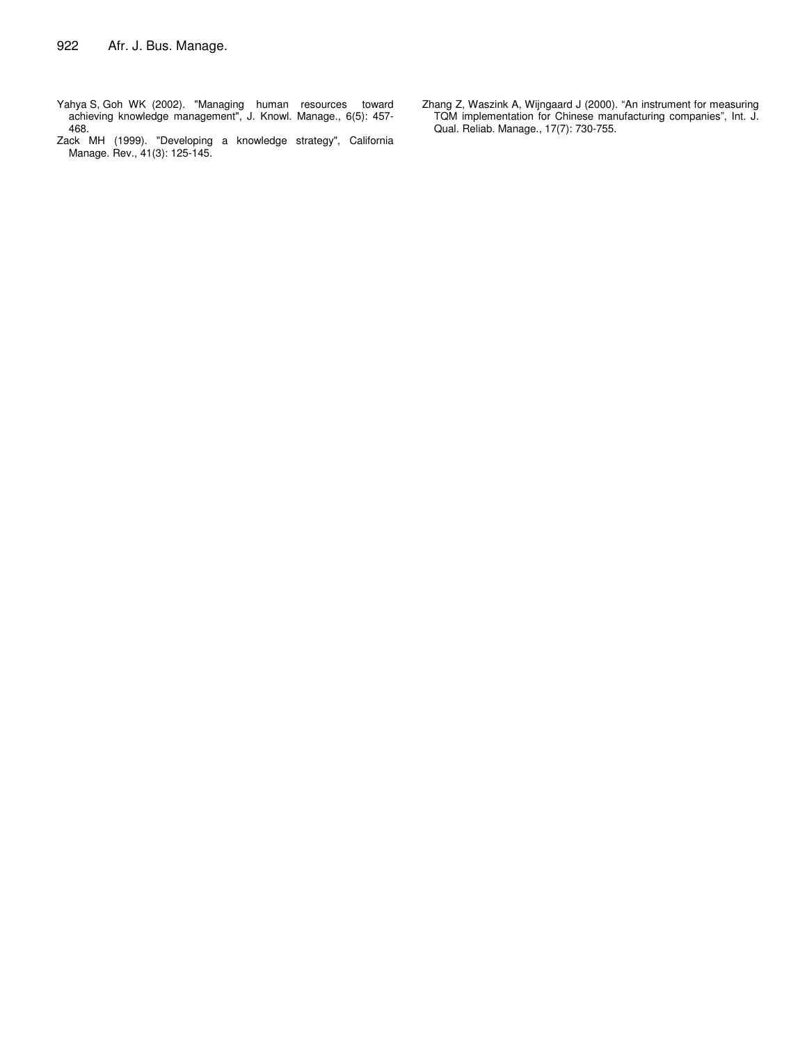Yahya S, Goh WK (2002). "Managing human resources toward achieving knowledge management", J. Knowl. Manage., 6(5): 457-468.

Zack MH (1999). "Developing a knowledge strategy", California Manage. Rev., 41(3): 125-145.

Zhang Z, Waszink A, Wijngaard J (2000). "An instrument for measuring TQM implementation for Chinese manufacturing companies", Int. J. Qual. Reliab. Manage., 17(7): 730-755.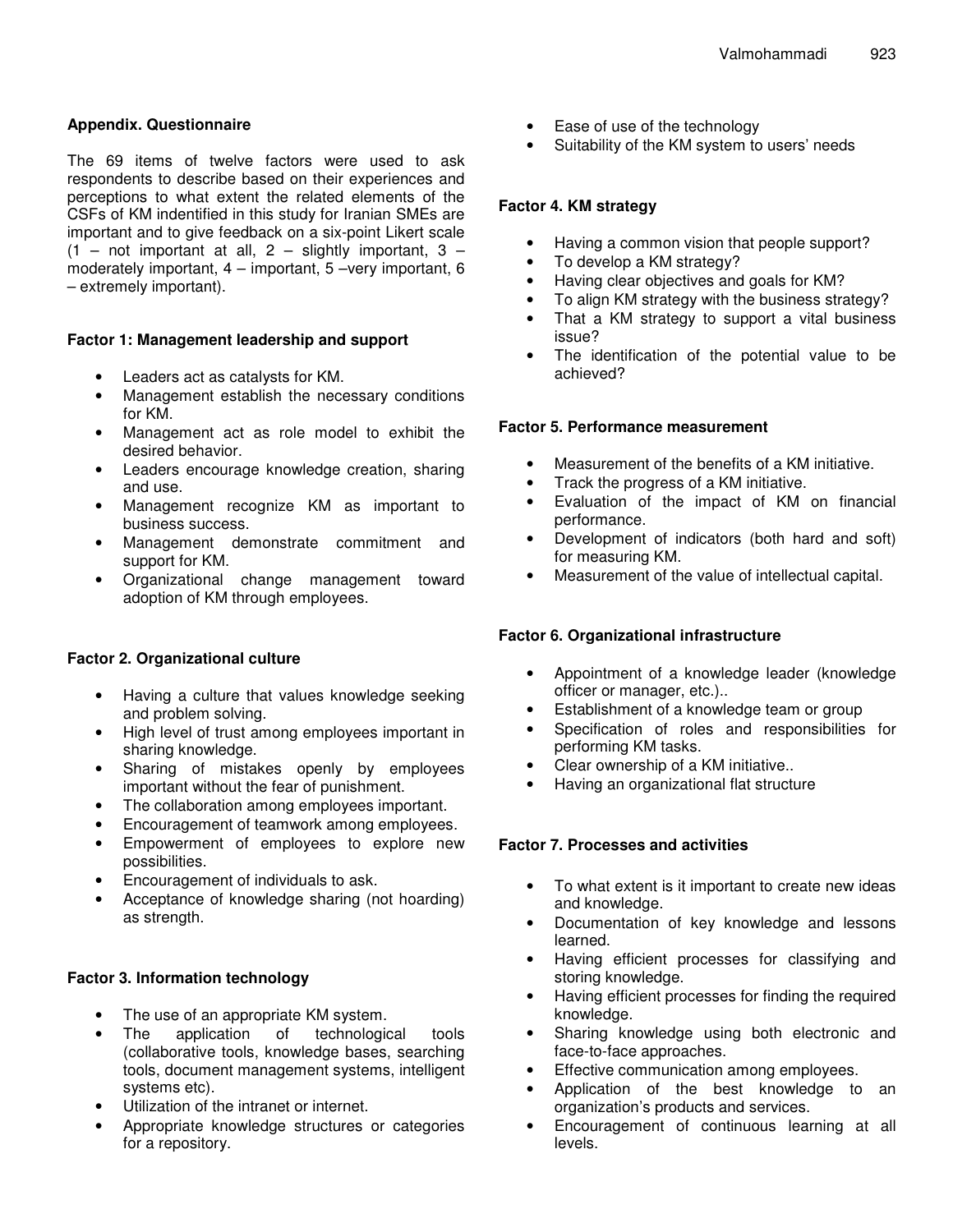### Appendix. Questionnaire

The 69 items of twelve factors were used to ask respondents to describe based on their experiences and perceptions to what extent the related elements of the CSFs of KM indentified in this study for Iranian SMEs are important and to give feedback on a six-point Likert scale (1 – not important at all, 2 – slightly important, 3 – moderately important, 4 – important, 5 –very important, 6 – extremely important).

#### Factor 1: Management leadership and support

- Leaders act as catalysts for KM.
- Management establish the necessary conditions for KM.
- Management act as role model to exhibit the desired behavior.
- Leaders encourage knowledge creation, sharing and use.
- Management recognize KM as important to business success.
- Management demonstrate commitment and support for KM.
- Organizational change management toward adoption of KM through employees.

#### Factor 2. Organizational culture

- Having a culture that values knowledge seeking and problem solving.
- High level of trust among employees important in sharing knowledge.
- Sharing of mistakes openly by employees important without the fear of punishment.
- The collaboration among employees important.
- Encouragement of teamwork among employees.
- Empowerment of employees to explore new possibilities.
- Encouragement of individuals to ask.
- Acceptance of knowledge sharing (not hoarding) as strength.

#### Factor 3. Information technology

- The use of an appropriate KM system.
- The application of technological tools (collaborative tools, knowledge bases, searching tools, document management systems, intelligent systems etc).
- Utilization of the intranet or internet.
- Appropriate knowledge structures or categories for a repository.
- Ease of use of the technology
- Suitability of the KM system to users' needs

#### Factor 4. KM strategy

- Having a common vision that people support?
- To develop a KM strategy?
- Having clear objectives and goals for KM?
- To align KM strategy with the business strategy?
- That a KM strategy to support a vital business issue?
- The identification of the potential value to be achieved?

#### Factor 5. Performance measurement

- Measurement of the benefits of a KM initiative.
- Track the progress of a KM initiative.
- Evaluation of the impact of KM on financial performance.
- Development of indicators (both hard and soft) for measuring KM.
- Measurement of the value of intellectual capital.

#### Factor 6. Organizational infrastructure

- Appointment of a knowledge leader (knowledge officer or manager, etc.)..
- Establishment of a knowledge team or group
- Specification of roles and responsibilities for performing KM tasks.
- Clear ownership of a KM initiative..
- Having an organizational flat structure

#### Factor 7. Processes and activities

- To what extent is it important to create new ideas and knowledge.
- Documentation of key knowledge and lessons learned.
- Having efficient processes for classifying and storing knowledge.
- Having efficient processes for finding the required knowledge.
- Sharing knowledge using both electronic and face-to-face approaches.
- Effective communication among employees.
- Application of the best knowledge to an organization's products and services.
- Encouragement of continuous learning at all levels.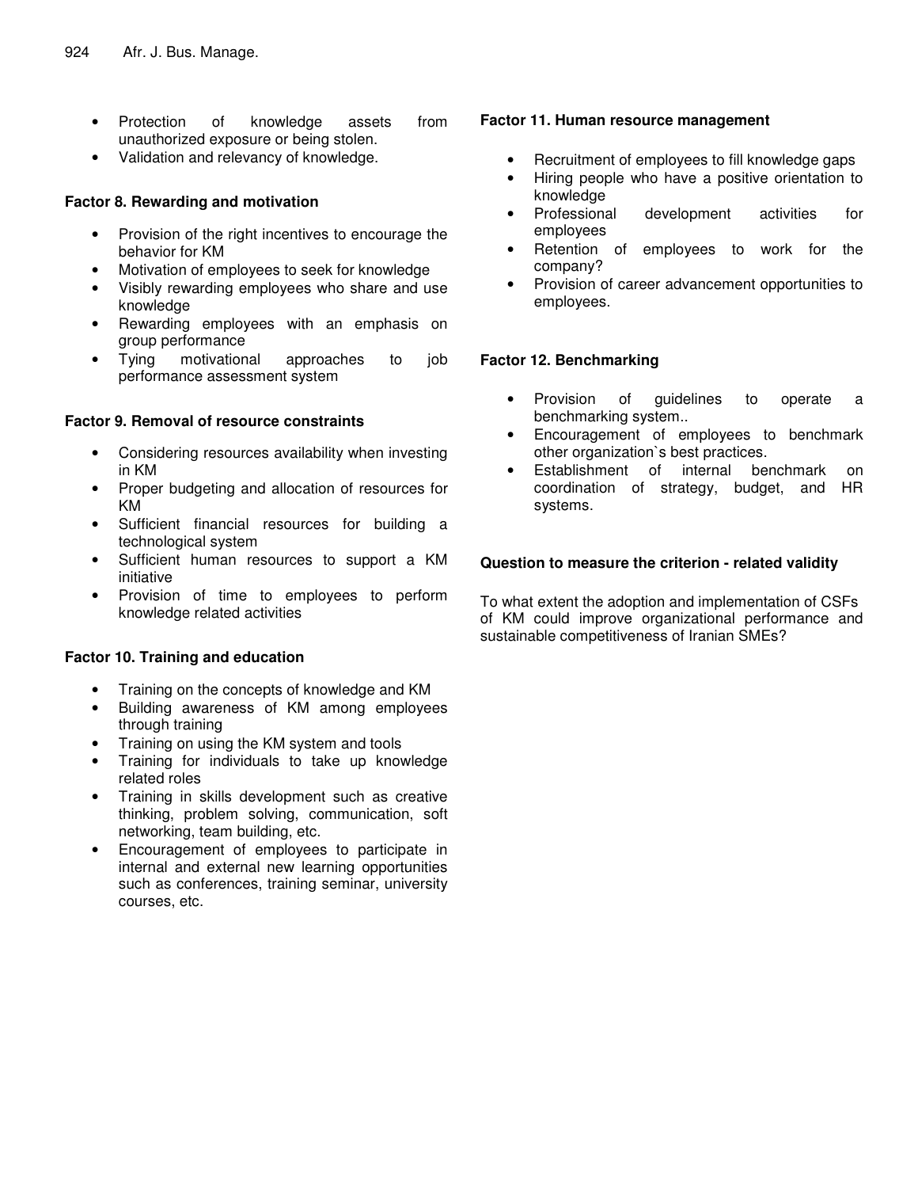- Protection of knowledge assets from unauthorized exposure or being stolen.
- Validation and relevancy of knowledge.

**Factor 8. Rewarding and motivation**

- Provision of the right incentives to encourage the behavior for KM
- Motivation of employees to seek for knowledge
- Visibly rewarding employees who share and use knowledge
- Rewarding employees with an emphasis on group performance
- Tying motivational approaches to job performance assessment system

**Factor 9. Removal of resource constraints**

- Considering resources availability when investing in KM
- Proper budgeting and allocation of resources for KM
- Sufficient financial resources for building a technological system
- Sufficient human resources to support a KM initiative
- Provision of time to employees to perform knowledge related activities

**Factor 10. Training and education**

- Training on the concepts of knowledge and KM
- Building awareness of KM among employees through training
- Training on using the KM system and tools
- Training for individuals to take up knowledge related roles
- Training in skills development such as creative thinking, problem solving, communication, soft networking, team building, etc.
- Encouragement of employees to participate in internal and external new learning opportunities such as conferences, training seminar, university courses, etc.

**Factor 11. Human resource management**

- Recruitment of employees to fill knowledge gaps
- Hiring people who have a positive orientation to knowledge
- Professional development activities for employees
- Retention of employees to work for the company?
- Provision of career advancement opportunities to employees.

**Factor 12. Benchmarking**

- Provision of guidelines to operate a benchmarking system..
- Encouragement of employees to benchmark other organization`s best practices.
- Establishment of internal benchmark on coordination of strategy, budget, and HR systems.

**Question to measure the criterion - related validity**

To what extent the adoption and implementation of CSFs of KM could improve organizational performance and sustainable competitiveness of Iranian SMEs?